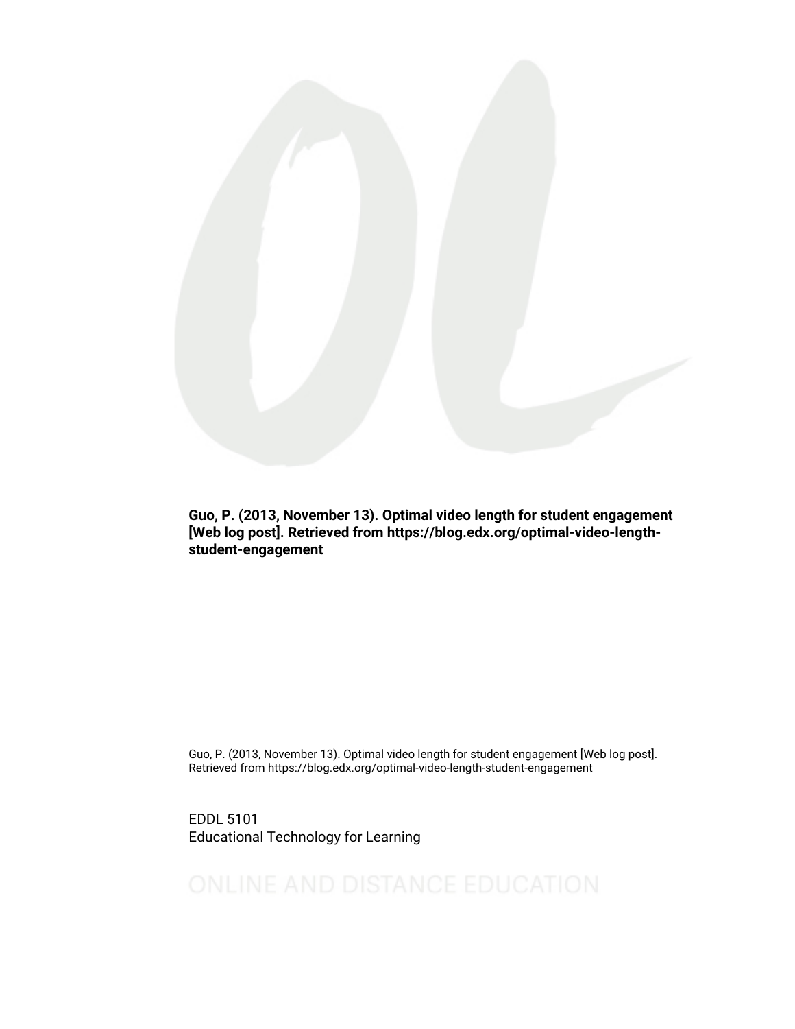**Guo, P. (2013, November 13). Optimal video length for student engagement [Web log post]. Retrieved from https://blog.edx.org/optimal-video-length-student-engagement**

Guo, P. (2013, November 13). Optimal video length for student engagement [Web log post]. Retrieved from https://blog.edx.org/optimal-video-length-student-engagement

EDDL 5101
Educational Technology for Learning

ONLINE AND DISTANCE EDUCATION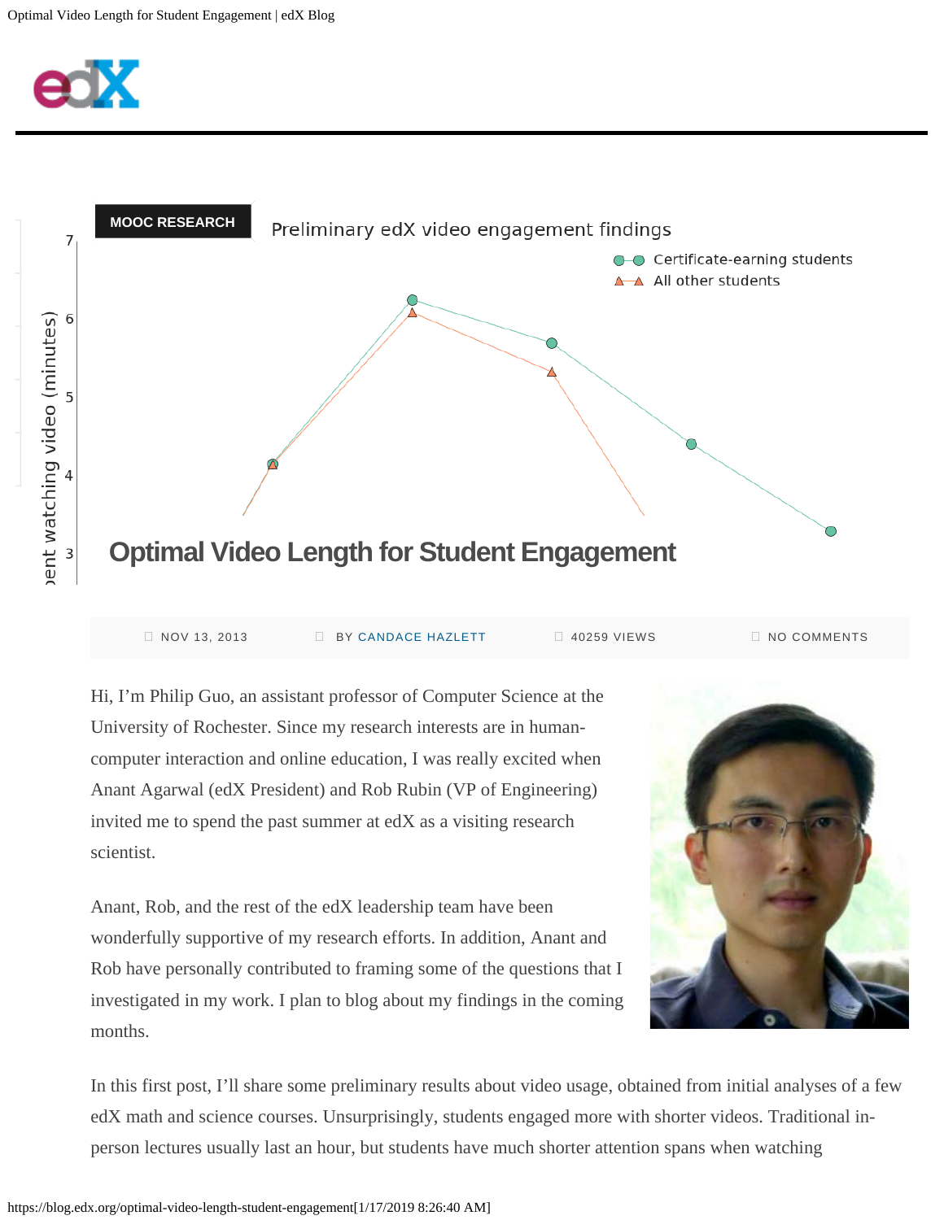MOOC RESEARCH

# Optimal Video Length for Student Engagement

NOV 13, 2013 BY CANDACE HAZLETT 40259 VIEWS NO COMMENTS

Hi, I'm Philip Guo, an assistant professor of Computer Science at the University of Rochester. Since my research interests are in human-computer interaction and online education, I was really excited when Anant Agarwal (edX President) and Rob Rubin (VP of Engineering) invited me to spend the past summer at edX as a visiting research scientist.

Anant, Rob, and the rest of the edX leadership team have been wonderfully supportive of my research efforts. In addition, Anant and Rob have personally contributed to framing some of the questions that I investigated in my work. I plan to blog about my findings in the coming months.

In this first post, I'll share some preliminary results about video usage, obtained from initial analyses of a few edX math and science courses. Unsurprisingly, students engaged more with shorter videos. Traditional in-person lectures usually last an hour, but students have much shorter attention spans when watching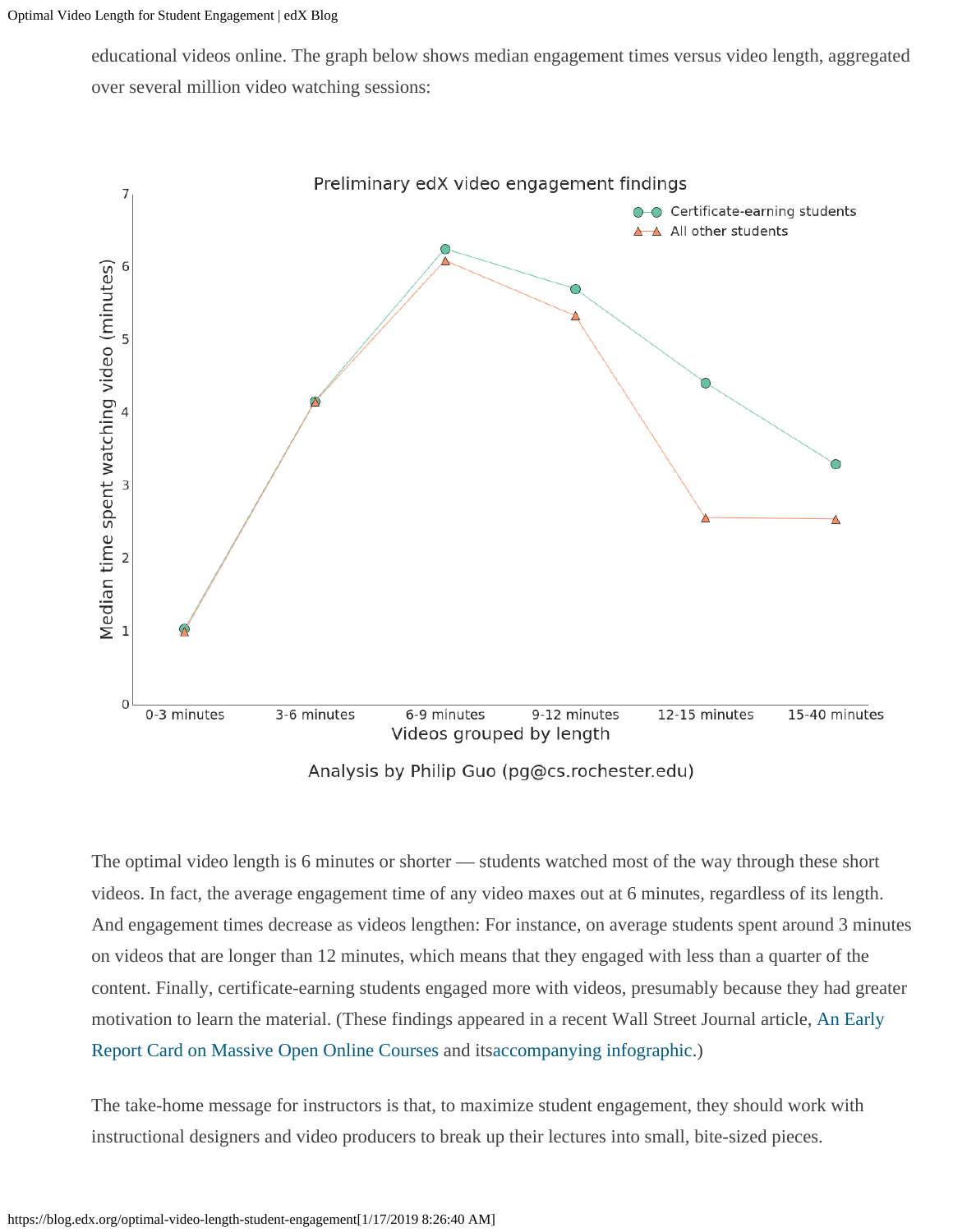educational videos online. The graph below shows median engagement times versus video length, aggregated over several million video watching sessions:

The optimal video length is 6 minutes or shorter — students watched most of the way through these short videos. In fact, the average engagement time of any video maxes out at 6 minutes, regardless of its length. And engagement times decrease as videos lengthen: For instance, on average students spent around 3 minutes on videos that are longer than 12 minutes, which means that they engaged with less than a quarter of the content. Finally, certificate-earning students engaged more with videos, presumably because they had greater motivation to learn the material. (These findings appeared in a recent Wall Street Journal article, An Early Report Card on Massive Open Online Courses and itsaccompanying infographic.)

The take-home message for instructors is that, to maximize student engagement, they should work with instructional designers and video producers to break up their lectures into small, bite-sized pieces.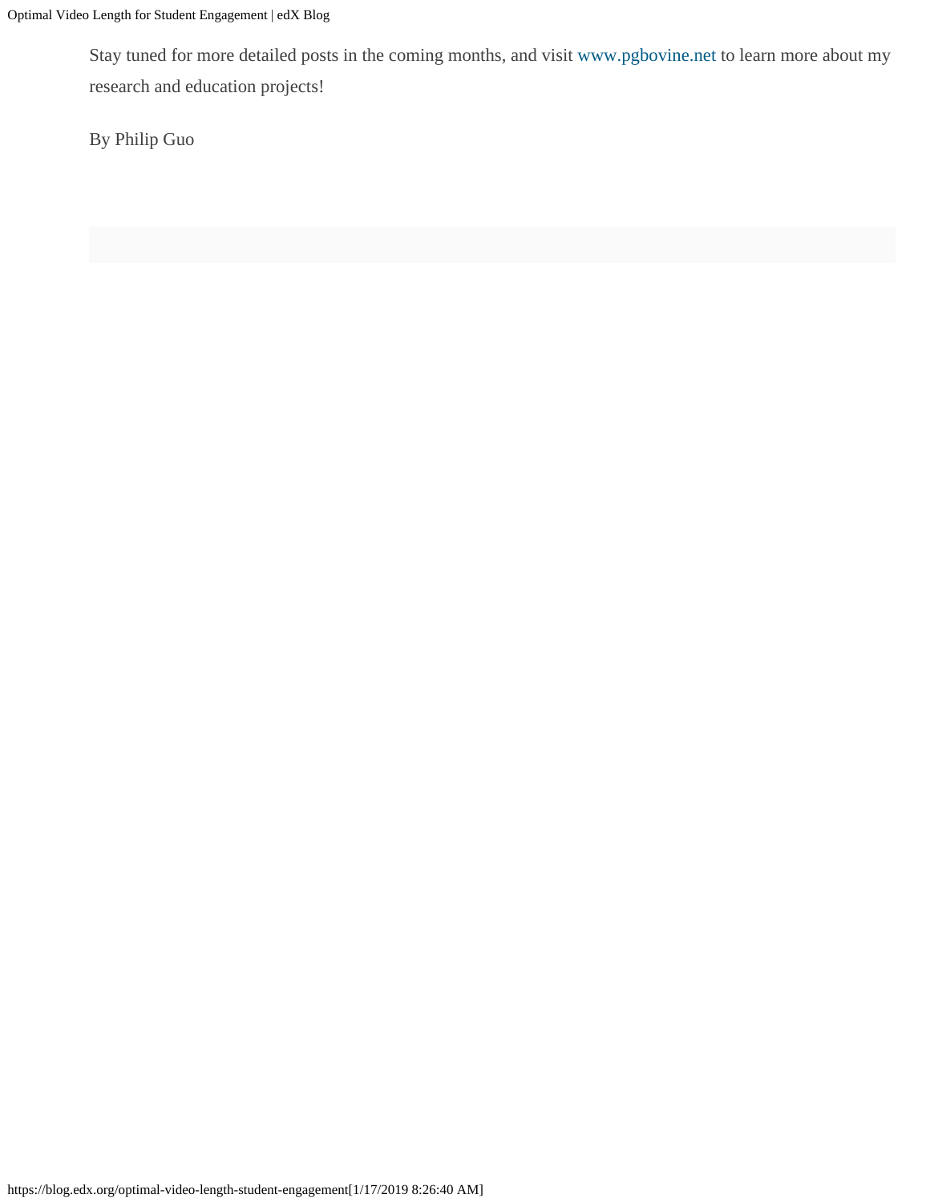Stay tuned for more detailed posts in the coming months, and visit www.pgbovine.net to learn more about my research and education projects!

By Philip Guo